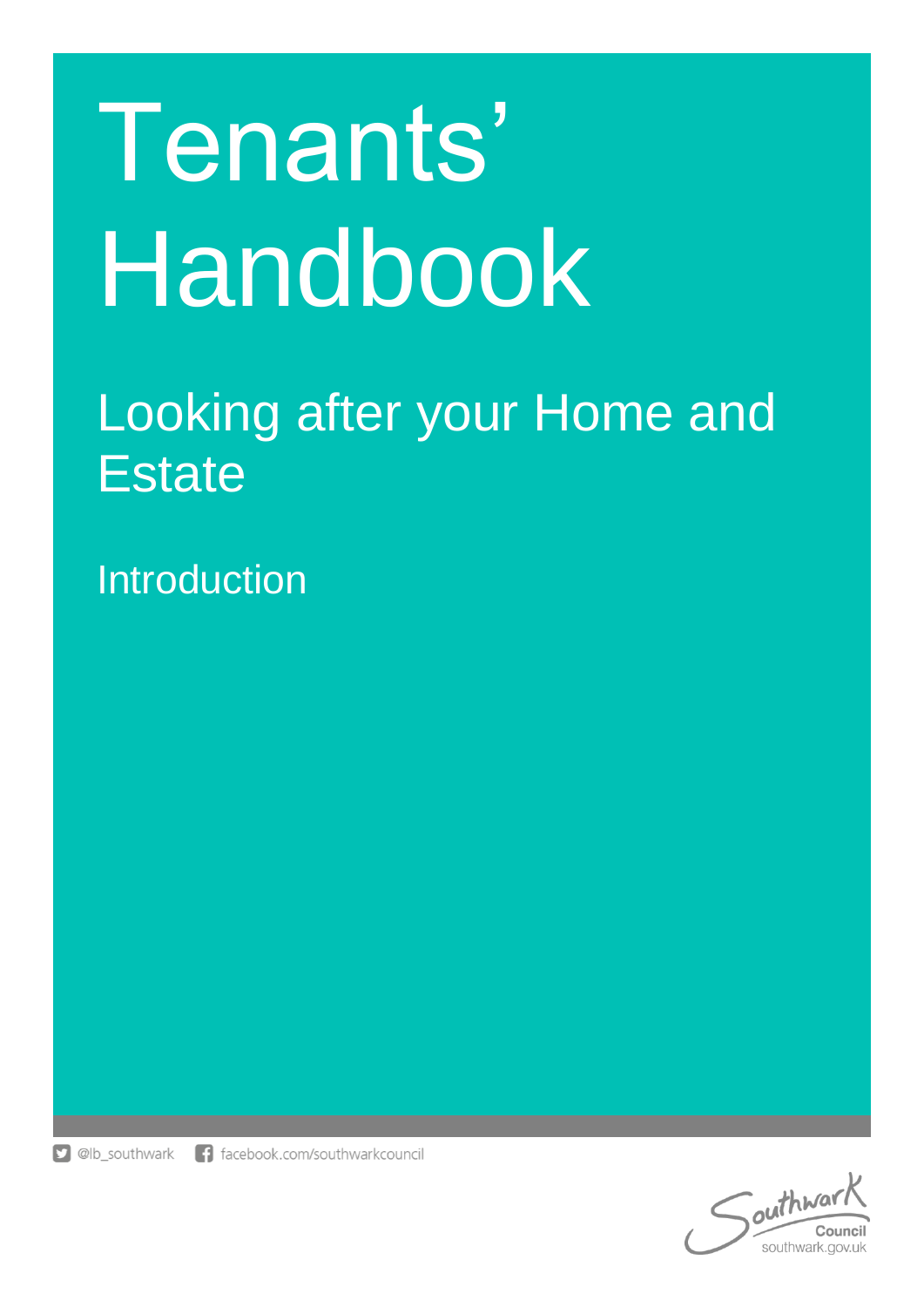# Tenants' Handbook

## Looking after your Home and Estate

### Introduction

@lb_southwark facebook.com/southwarkcouncil

Southwark Council
southwark.gov.uk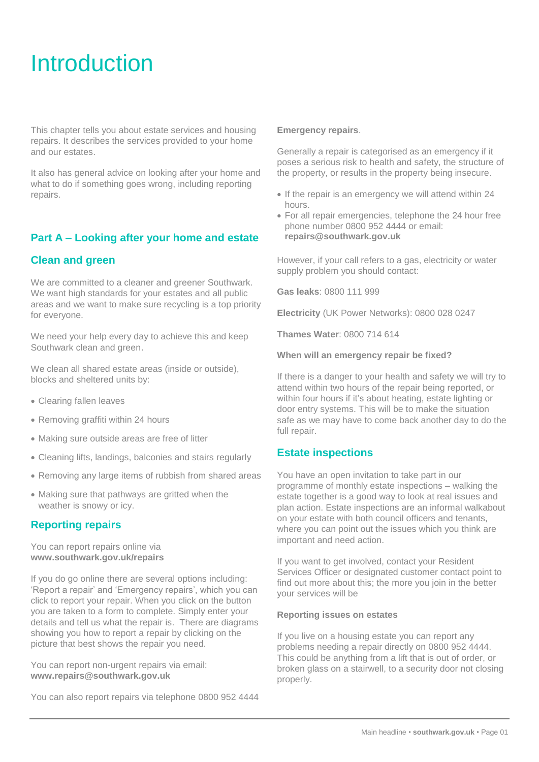# Introduction

This chapter tells you about estate services and housing repairs. It describes the services provided to your home and our estates.

It also has general advice on looking after your home and what to do if something goes wrong, including reporting repairs.

## Part A – Looking after your home and estate

### Clean and green

We are committed to a cleaner and greener Southwark. We want high standards for your estates and all public areas and we want to make sure recycling is a top priority for everyone.

We need your help every day to achieve this and keep Southwark clean and green.

We clean all shared estate areas (inside or outside), blocks and sheltered units by:

- Clearing fallen leaves
- Removing graffiti within 24 hours
- Making sure outside areas are free of litter
- Cleaning lifts, landings, balconies and stairs regularly
- Removing any large items of rubbish from shared areas
- Making sure that pathways are gritted when the weather is snowy or icy.

### Reporting repairs

You can report repairs online via **www.southwark.gov.uk/repairs**

If you do go online there are several options including: 'Report a repair' and 'Emergency repairs', which you can click to report your repair. When you click on the button you are taken to a form to complete. Simply enter your details and tell us what the repair is. There are diagrams showing you how to report a repair by clicking on the picture that best shows the repair you need.

You can report non-urgent repairs via email: **www.repairs@southwark.gov.uk**

You can also report repairs via telephone 0800 952 4444

**Emergency repairs**.

Generally a repair is categorised as an emergency if it poses a serious risk to health and safety, the structure of the property, or results in the property being insecure.

- If the repair is an emergency we will attend within 24 hours.
- For all repair emergencies, telephone the 24 hour free phone number 0800 952 4444 or email: **repairs@southwark.gov.uk**

However, if your call refers to a gas, electricity or water supply problem you should contact:

**Gas leaks**: 0800 111 999

**Electricity** (UK Power Networks): 0800 028 0247

**Thames Water**: 0800 714 614

**When will an emergency repair be fixed?**

If there is a danger to your health and safety we will try to attend within two hours of the repair being reported, or within four hours if it's about heating, estate lighting or door entry systems. This will be to make the situation safe as we may have to come back another day to do the full repair.

### Estate inspections

You have an open invitation to take part in our programme of monthly estate inspections – walking the estate together is a good way to look at real issues and plan action. Estate inspections are an informal walkabout on your estate with both council officers and tenants, where you can point out the issues which you think are important and need action.

If you want to get involved, contact your Resident Services Officer or designated customer contact point to find out more about this; the more you join in the better your services will be

**Reporting issues on estates**

If you live on a housing estate you can report any problems needing a repair directly on 0800 952 4444. This could be anything from a lift that is out of order, or broken glass on a stairwell, to a security door not closing properly.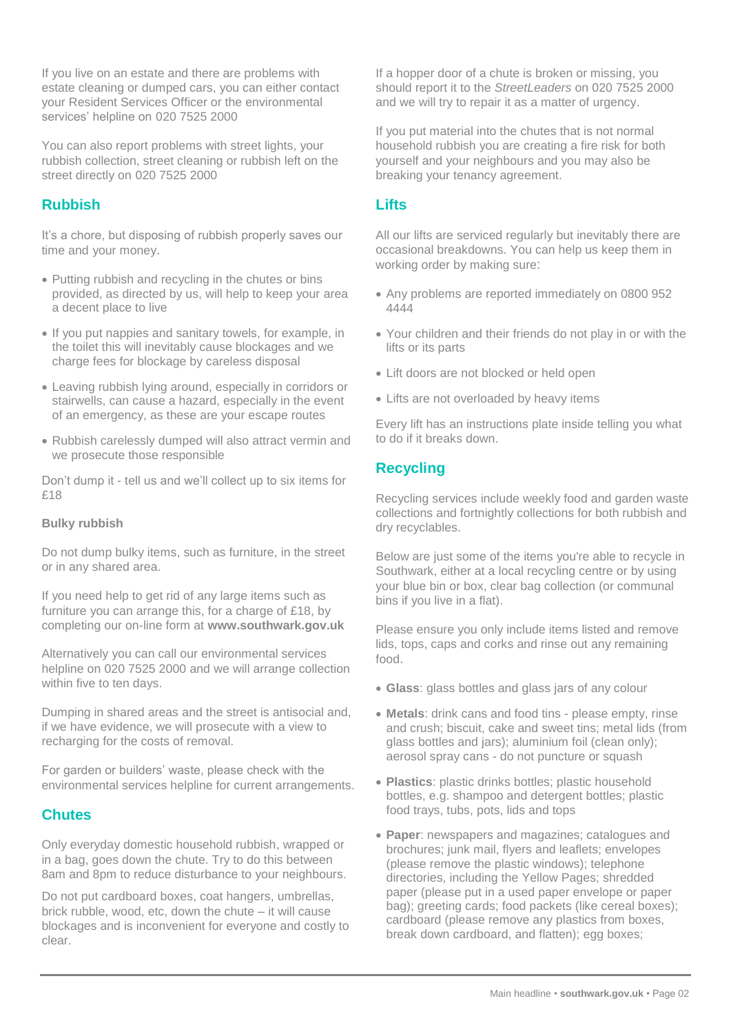If you live on an estate and there are problems with estate cleaning or dumped cars, you can either contact your Resident Services Officer or the environmental services' helpline on 020 7525 2000

You can also report problems with street lights, your rubbish collection, street cleaning or rubbish left on the street directly on 020 7525 2000

## Rubbish

It's a chore, but disposing of rubbish properly saves our time and your money.

- Putting rubbish and recycling in the chutes or bins provided, as directed by us, will help to keep your area a decent place to live
- If you put nappies and sanitary towels, for example, in the toilet this will inevitably cause blockages and we charge fees for blockage by careless disposal
- Leaving rubbish lying around, especially in corridors or stairwells, can cause a hazard, especially in the event of an emergency, as these are your escape routes
- Rubbish carelessly dumped will also attract vermin and we prosecute those responsible

Don't dump it - tell us and we'll collect up to six items for £18

### Bulky rubbish

Do not dump bulky items, such as furniture, in the street or in any shared area.

If you need help to get rid of any large items such as furniture you can arrange this, for a charge of £18, by completing our on-line form at **www.southwark.gov.uk**

Alternatively you can call our environmental services helpline on 020 7525 2000 and we will arrange collection within five to ten days.

Dumping in shared areas and the street is antisocial and, if we have evidence, we will prosecute with a view to recharging for the costs of removal.

For garden or builders' waste, please check with the environmental services helpline for current arrangements.

## Chutes

Only everyday domestic household rubbish, wrapped or in a bag, goes down the chute. Try to do this between 8am and 8pm to reduce disturbance to your neighbours.

Do not put cardboard boxes, coat hangers, umbrellas, brick rubble, wood, etc, down the chute – it will cause blockages and is inconvenient for everyone and costly to clear.

If a hopper door of a chute is broken or missing, you should report it to the *StreetLeaders* on 020 7525 2000 and we will try to repair it as a matter of urgency.

If you put material into the chutes that is not normal household rubbish you are creating a fire risk for both yourself and your neighbours and you may also be breaking your tenancy agreement.

## Lifts

All our lifts are serviced regularly but inevitably there are occasional breakdowns. You can help us keep them in working order by making sure:

- Any problems are reported immediately on 0800 952 4444
- Your children and their friends do not play in or with the lifts or its parts
- Lift doors are not blocked or held open
- Lifts are not overloaded by heavy items

Every lift has an instructions plate inside telling you what to do if it breaks down.

## Recycling

Recycling services include weekly food and garden waste collections and fortnightly collections for both rubbish and dry recyclables.

Below are just some of the items you're able to recycle in Southwark, either at a local recycling centre or by using your blue bin or box, clear bag collection (or communal bins if you live in a flat).

Please ensure you only include items listed and remove lids, tops, caps and corks and rinse out any remaining food.

- **Glass**: glass bottles and glass jars of any colour
- **Metals**: drink cans and food tins - please empty, rinse and crush; biscuit, cake and sweet tins; metal lids (from glass bottles and jars); aluminium foil (clean only); aerosol spray cans - do not puncture or squash
- **Plastics**: plastic drinks bottles; plastic household bottles, e.g. shampoo and detergent bottles; plastic food trays, tubs, pots, lids and tops
- **Paper**: newspapers and magazines; catalogues and brochures; junk mail, flyers and leaflets; envelopes (please remove the plastic windows); telephone directories, including the Yellow Pages; shredded paper (please put in a used paper envelope or paper bag); greeting cards; food packets (like cereal boxes); cardboard (please remove any plastics from boxes, break down cardboard, and flatten); egg boxes;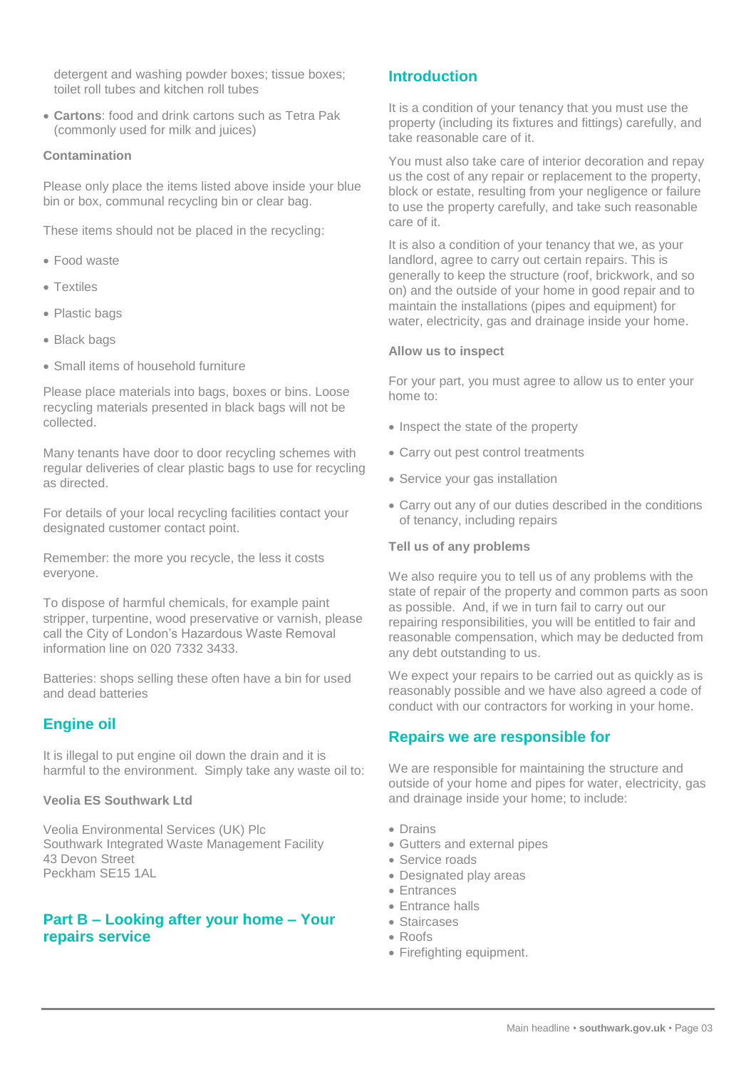detergent and washing powder boxes; tissue boxes; toilet roll tubes and kitchen roll tubes

- **Cartons**: food and drink cartons such as Tetra Pak (commonly used for milk and juices)

**Contamination**

Please only place the items listed above inside your blue bin or box, communal recycling bin or clear bag.

These items should not be placed in the recycling:

- Food waste
- Textiles
- Plastic bags
- Black bags
- Small items of household furniture

Please place materials into bags, boxes or bins. Loose recycling materials presented in black bags will not be collected.

Many tenants have door to door recycling schemes with regular deliveries of clear plastic bags to use for recycling as directed.

For details of your local recycling facilities contact your designated customer contact point.

Remember: the more you recycle, the less it costs everyone.

To dispose of harmful chemicals, for example paint stripper, turpentine, wood preservative or varnish, please call the City of London's Hazardous Waste Removal information line on 020 7332 3433.

Batteries: shops selling these often have a bin for used and dead batteries

## Engine oil

It is illegal to put engine oil down the drain and it is harmful to the environment. Simply take any waste oil to:

**Veolia ES Southwark Ltd**

Veolia Environmental Services (UK) Plc
Southwark Integrated Waste Management Facility
43 Devon Street
Peckham SE15 1AL

## Part B – Looking after your home – Your repairs service

## Introduction

It is a condition of your tenancy that you must use the property (including its fixtures and fittings) carefully, and take reasonable care of it.

You must also take care of interior decoration and repay us the cost of any repair or replacement to the property, block or estate, resulting from your negligence or failure to use the property carefully, and take such reasonable care of it.

It is also a condition of your tenancy that we, as your landlord, agree to carry out certain repairs. This is generally to keep the structure (roof, brickwork, and so on) and the outside of your home in good repair and to maintain the installations (pipes and equipment) for water, electricity, gas and drainage inside your home.

**Allow us to inspect**

For your part, you must agree to allow us to enter your home to:

- Inspect the state of the property
- Carry out pest control treatments
- Service your gas installation
- Carry out any of our duties described in the conditions of tenancy, including repairs

**Tell us of any problems**

We also require you to tell us of any problems with the state of repair of the property and common parts as soon as possible. And, if we in turn fail to carry out our repairing responsibilities, you will be entitled to fair and reasonable compensation, which may be deducted from any debt outstanding to us.

We expect your repairs to be carried out as quickly as is reasonably possible and we have also agreed a code of conduct with our contractors for working in your home.

## Repairs we are responsible for

We are responsible for maintaining the structure and outside of your home and pipes for water, electricity, gas and drainage inside your home; to include:

- Drains
- Gutters and external pipes
- Service roads
- Designated play areas
- Entrances
- Entrance halls
- Staircases
- Roofs
- Firefighting equipment.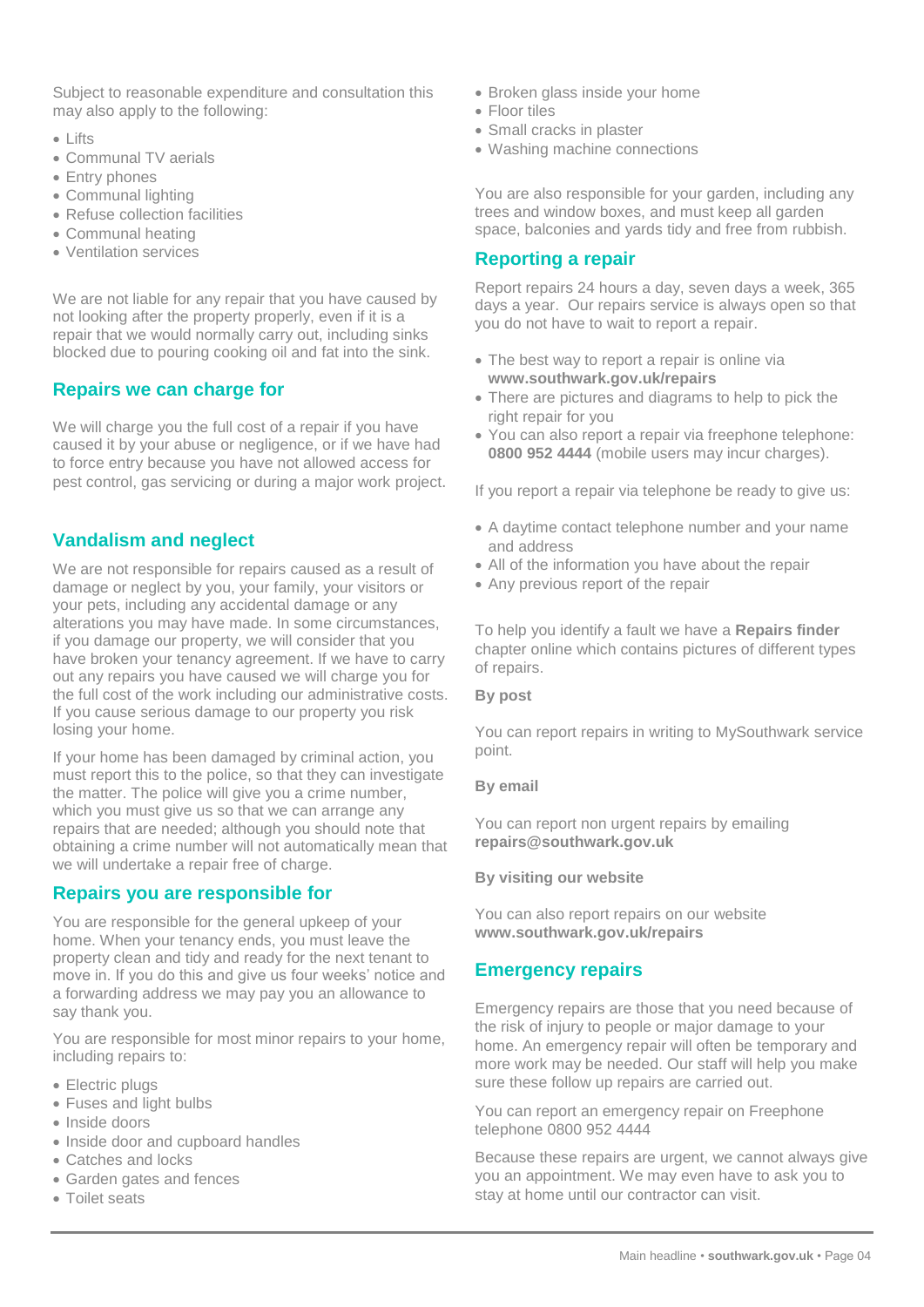Subject to reasonable expenditure and consultation this may also apply to the following:

- Lifts
- Communal TV aerials
- Entry phones
- Communal lighting
- Refuse collection facilities
- Communal heating
- Ventilation services

We are not liable for any repair that you have caused by not looking after the property properly, even if it is a repair that we would normally carry out, including sinks blocked due to pouring cooking oil and fat into the sink.

## Repairs we can charge for

We will charge you the full cost of a repair if you have caused it by your abuse or negligence, or if we have had to force entry because you have not allowed access for pest control, gas servicing or during a major work project.

## Vandalism and neglect

We are not responsible for repairs caused as a result of damage or neglect by you, your family, your visitors or your pets, including any accidental damage or any alterations you may have made. In some circumstances, if you damage our property, we will consider that you have broken your tenancy agreement. If we have to carry out any repairs you have caused we will charge you for the full cost of the work including our administrative costs. If you cause serious damage to our property you risk losing your home.

If your home has been damaged by criminal action, you must report this to the police, so that they can investigate the matter. The police will give you a crime number, which you must give us so that we can arrange any repairs that are needed; although you should note that obtaining a crime number will not automatically mean that we will undertake a repair free of charge.

## Repairs you are responsible for

You are responsible for the general upkeep of your home. When your tenancy ends, you must leave the property clean and tidy and ready for the next tenant to move in. If you do this and give us four weeks' notice and a forwarding address we may pay you an allowance to say thank you.

You are responsible for most minor repairs to your home, including repairs to:

- Electric plugs
- Fuses and light bulbs
- Inside doors
- Inside door and cupboard handles
- Catches and locks
- Garden gates and fences
- Toilet seats
- Broken glass inside your home
- Floor tiles
- Small cracks in plaster
- Washing machine connections

You are also responsible for your garden, including any trees and window boxes, and must keep all garden space, balconies and yards tidy and free from rubbish.

## Reporting a repair

Report repairs 24 hours a day, seven days a week, 365 days a year. Our repairs service is always open so that you do not have to wait to report a repair.

- The best way to report a repair is online via **www.southwark.gov.uk/repairs**
- There are pictures and diagrams to help to pick the right repair for you
- You can also report a repair via freephone telephone: **0800 952 4444** (mobile users may incur charges).

If you report a repair via telephone be ready to give us:

- A daytime contact telephone number and your name and address
- All of the information you have about the repair
- Any previous report of the repair

To help you identify a fault we have a **Repairs finder** chapter online which contains pictures of different types of repairs.

**By post**

You can report repairs in writing to MySouthwark service point.

**By email**

You can report non urgent repairs by emailing **repairs@southwark.gov.uk**

**By visiting our website**

You can also report repairs on our website **www.southwark.gov.uk/repairs**

## Emergency repairs

Emergency repairs are those that you need because of the risk of injury to people or major damage to your home. An emergency repair will often be temporary and more work may be needed. Our staff will help you make sure these follow up repairs are carried out.

You can report an emergency repair on Freephone telephone 0800 952 4444

Because these repairs are urgent, we cannot always give you an appointment. We may even have to ask you to stay at home until our contractor can visit.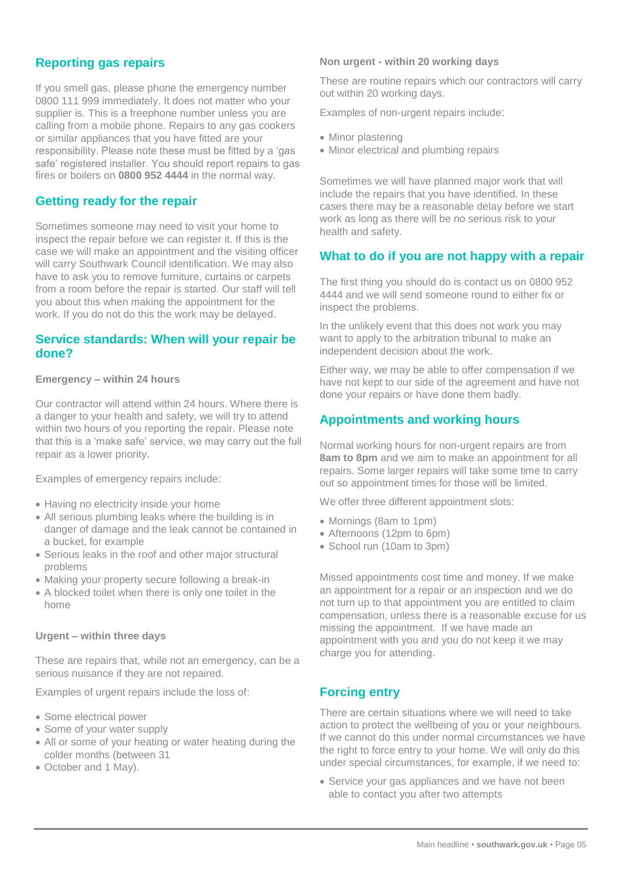## Reporting gas repairs

If you smell gas, please phone the emergency number 0800 111 999 immediately. It does not matter who your supplier is. This is a freephone number unless you are calling from a mobile phone. Repairs to any gas cookers or similar appliances that you have fitted are your responsibility. Please note these must be fitted by a 'gas safe' registered installer. You should report repairs to gas fires or boilers on **0800 952 4444** in the normal way.

## Getting ready for the repair

Sometimes someone may need to visit your home to inspect the repair before we can register it. If this is the case we will make an appointment and the visiting officer will carry Southwark Council identification. We may also have to ask you to remove furniture, curtains or carpets from a room before the repair is started. Our staff will tell you about this when making the appointment for the work. If you do not do this the work may be delayed.

## Service standards: When will your repair be done?

**Emergency – within 24 hours**

Our contractor will attend within 24 hours. Where there is a danger to your health and safety, we will try to attend within two hours of you reporting the repair. Please note that this is a 'make safe' service, we may carry out the full repair as a lower priority.

Examples of emergency repairs include:

- Having no electricity inside your home
- All serious plumbing leaks where the building is in danger of damage and the leak cannot be contained in a bucket, for example
- Serious leaks in the roof and other major structural problems
- Making your property secure following a break-in
- A blocked toilet when there is only one toilet in the home

**Urgent – within three days**

These are repairs that, while not an emergency, can be a serious nuisance if they are not repaired.

Examples of urgent repairs include the loss of:

- Some electrical power
- Some of your water supply
- All or some of your heating or water heating during the colder months (between 31
- October and 1 May).

**Non urgent - within 20 working days**

These are routine repairs which our contractors will carry out within 20 working days.

Examples of non-urgent repairs include:

- Minor plastering
- Minor electrical and plumbing repairs

Sometimes we will have planned major work that will include the repairs that you have identified. In these cases there may be a reasonable delay before we start work as long as there will be no serious risk to your health and safety.

## What to do if you are not happy with a repair

The first thing you should do is contact us on 0800 952 4444 and we will send someone round to either fix or inspect the problems.

In the unlikely event that this does not work you may want to apply to the arbitration tribunal to make an independent decision about the work.

Either way, we may be able to offer compensation if we have not kept to our side of the agreement and have not done your repairs or have done them badly.

## Appointments and working hours

Normal working hours for non-urgent repairs are from **8am to 8pm** and we aim to make an appointment for all repairs. Some larger repairs will take some time to carry out so appointment times for those will be limited.

We offer three different appointment slots:

- Mornings (8am to 1pm)
- Afternoons (12pm to 6pm)
- School run (10am to 3pm)

Missed appointments cost time and money. If we make an appointment for a repair or an inspection and we do not turn up to that appointment you are entitled to claim compensation, unless there is a reasonable excuse for us missing the appointment. If we have made an appointment with you and you do not keep it we may charge you for attending.

## Forcing entry

There are certain situations where we will need to take action to protect the wellbeing of you or your neighbours. If we cannot do this under normal circumstances we have the right to force entry to your home. We will only do this under special circumstances, for example, if we need to:

- Service your gas appliances and we have not been able to contact you after two attempts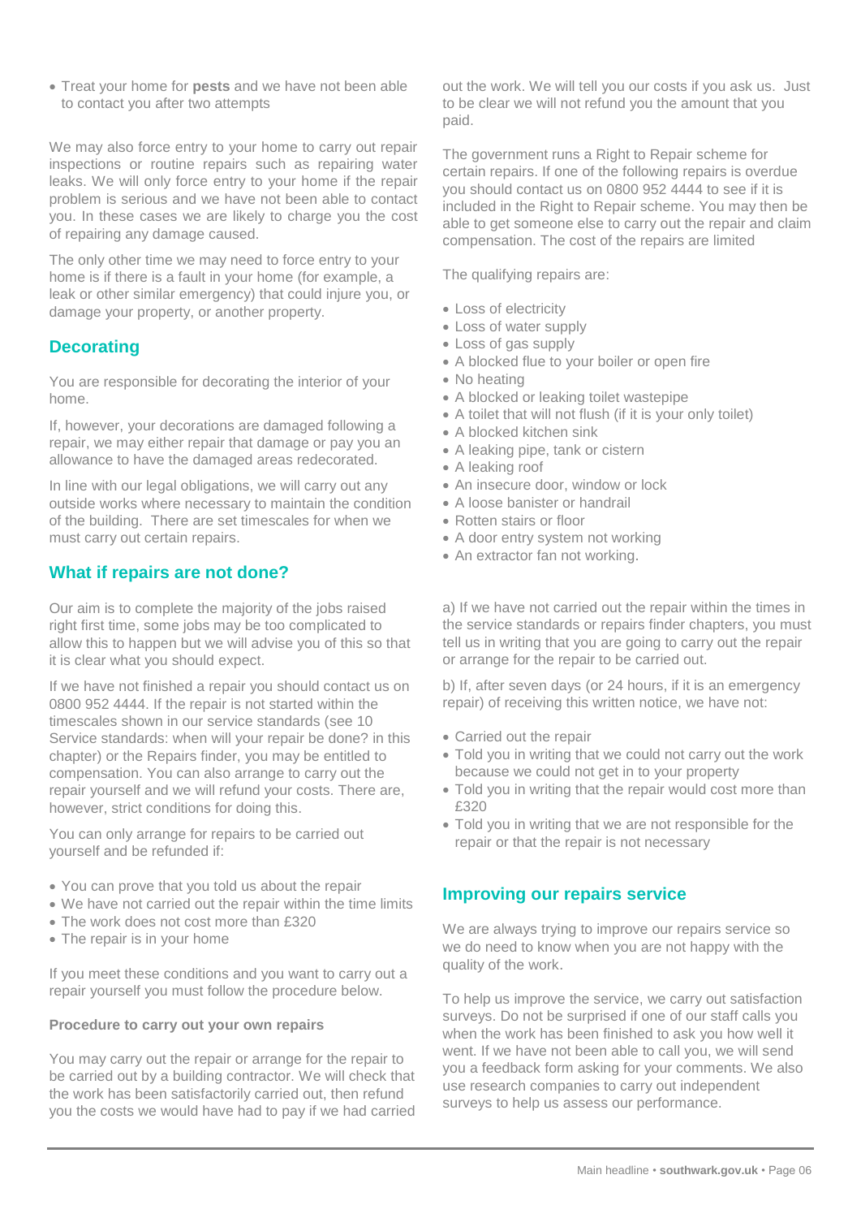- Treat your home for **pests** and we have not been able to contact you after two attempts

We may also force entry to your home to carry out repair inspections or routine repairs such as repairing water leaks. We will only force entry to your home if the repair problem is serious and we have not been able to contact you. In these cases we are likely to charge you the cost of repairing any damage caused.

The only other time we may need to force entry to your home is if there is a fault in your home (for example, a leak or other similar emergency) that could injure you, or damage your property, or another property.

## Decorating

You are responsible for decorating the interior of your home.

If, however, your decorations are damaged following a repair, we may either repair that damage or pay you an allowance to have the damaged areas redecorated.

In line with our legal obligations, we will carry out any outside works where necessary to maintain the condition of the building. There are set timescales for when we must carry out certain repairs.

## What if repairs are not done?

Our aim is to complete the majority of the jobs raised right first time, some jobs may be too complicated to allow this to happen but we will advise you of this so that it is clear what you should expect.

If we have not finished a repair you should contact us on 0800 952 4444. If the repair is not started within the timescales shown in our service standards (see 10 Service standards: when will your repair be done? in this chapter) or the Repairs finder, you may be entitled to compensation. You can also arrange to carry out the repair yourself and we will refund your costs. There are, however, strict conditions for doing this.

You can only arrange for repairs to be carried out yourself and be refunded if:

- You can prove that you told us about the repair
- We have not carried out the repair within the time limits
- The work does not cost more than £320
- The repair is in your home

If you meet these conditions and you want to carry out a repair yourself you must follow the procedure below.

**Procedure to carry out your own repairs**

You may carry out the repair or arrange for the repair to be carried out by a building contractor. We will check that the work has been satisfactorily carried out, then refund you the costs we would have had to pay if we had carried out the work. We will tell you our costs if you ask us. Just to be clear we will not refund you the amount that you paid.

The government runs a Right to Repair scheme for certain repairs. If one of the following repairs is overdue you should contact us on 0800 952 4444 to see if it is included in the Right to Repair scheme. You may then be able to get someone else to carry out the repair and claim compensation. The cost of the repairs are limited

The qualifying repairs are:

- Loss of electricity
- Loss of water supply
- Loss of gas supply
- A blocked flue to your boiler or open fire
- No heating
- A blocked or leaking toilet wastepipe
- A toilet that will not flush (if it is your only toilet)
- A blocked kitchen sink
- A leaking pipe, tank or cistern
- A leaking roof
- An insecure door, window or lock
- A loose banister or handrail
- Rotten stairs or floor
- A door entry system not working
- An extractor fan not working.

a) If we have not carried out the repair within the times in the service standards or repairs finder chapters, you must tell us in writing that you are going to carry out the repair or arrange for the repair to be carried out.

b) If, after seven days (or 24 hours, if it is an emergency repair) of receiving this written notice, we have not:

- Carried out the repair
- Told you in writing that we could not carry out the work because we could not get in to your property
- Told you in writing that the repair would cost more than £320
- Told you in writing that we are not responsible for the repair or that the repair is not necessary

## Improving our repairs service

We are always trying to improve our repairs service so we do need to know when you are not happy with the quality of the work.

To help us improve the service, we carry out satisfaction surveys. Do not be surprised if one of our staff calls you when the work has been finished to ask you how well it went. If we have not been able to call you, we will send you a feedback form asking for your comments. We also use research companies to carry out independent surveys to help us assess our performance.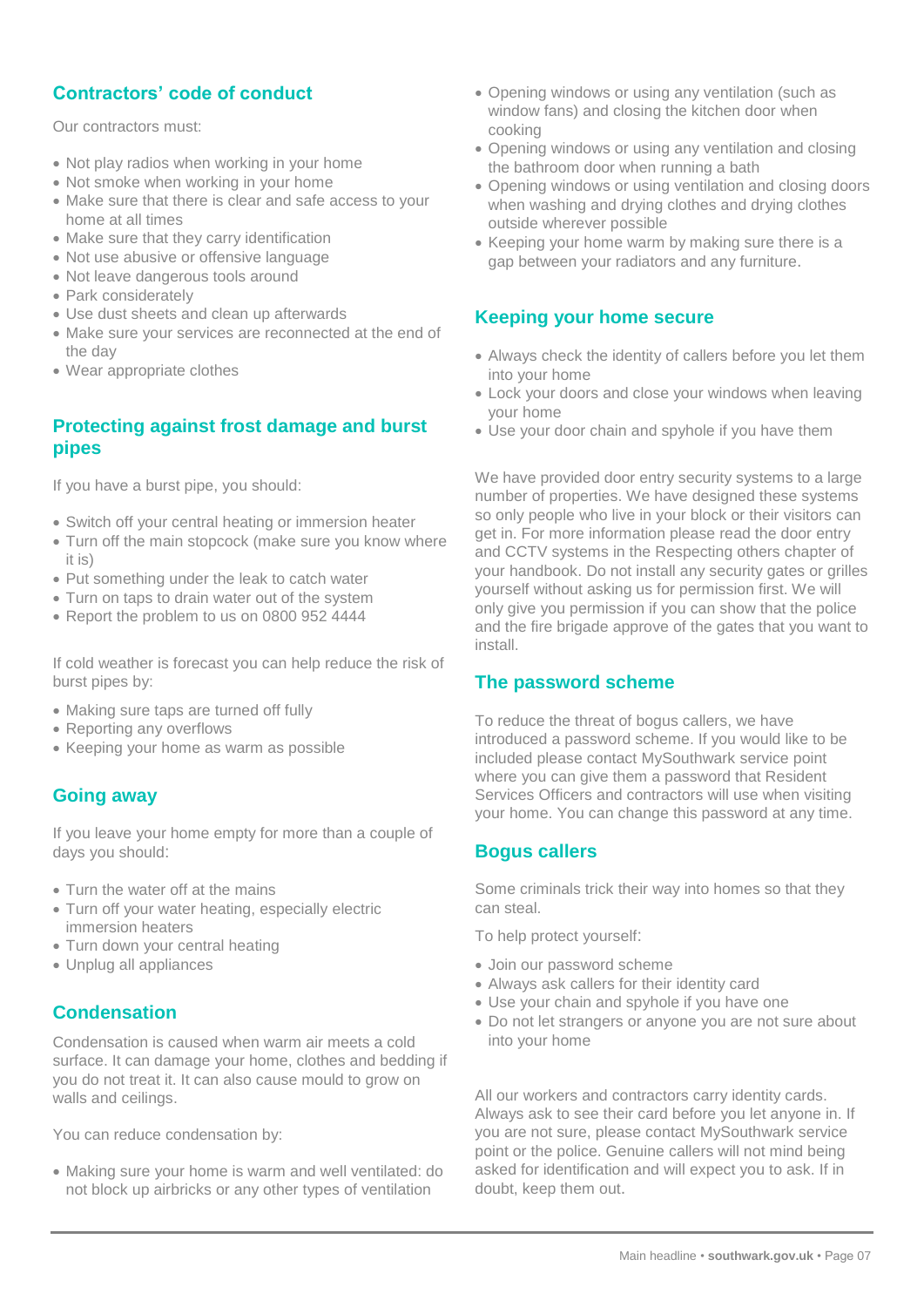## Contractors' code of conduct

Our contractors must:

- Not play radios when working in your home
- Not smoke when working in your home
- Make sure that there is clear and safe access to your home at all times
- Make sure that they carry identification
- Not use abusive or offensive language
- Not leave dangerous tools around
- Park considerately
- Use dust sheets and clean up afterwards
- Make sure your services are reconnected at the end of the day
- Wear appropriate clothes

## Protecting against frost damage and burst pipes

If you have a burst pipe, you should:

- Switch off your central heating or immersion heater
- Turn off the main stopcock (make sure you know where it is)
- Put something under the leak to catch water
- Turn on taps to drain water out of the system
- Report the problem to us on 0800 952 4444

If cold weather is forecast you can help reduce the risk of burst pipes by:

- Making sure taps are turned off fully
- Reporting any overflows
- Keeping your home as warm as possible

## Going away

If you leave your home empty for more than a couple of days you should:

- Turn the water off at the mains
- Turn off your water heating, especially electric immersion heaters
- Turn down your central heating
- Unplug all appliances

## Condensation

Condensation is caused when warm air meets a cold surface. It can damage your home, clothes and bedding if you do not treat it. It can also cause mould to grow on walls and ceilings.

You can reduce condensation by:

- Making sure your home is warm and well ventilated: do not block up airbricks or any other types of ventilation
- Opening windows or using any ventilation (such as window fans) and closing the kitchen door when cooking
- Opening windows or using any ventilation and closing the bathroom door when running a bath
- Opening windows or using ventilation and closing doors when washing and drying clothes and drying clothes outside wherever possible
- Keeping your home warm by making sure there is a gap between your radiators and any furniture.

## Keeping your home secure

- Always check the identity of callers before you let them into your home
- Lock your doors and close your windows when leaving your home
- Use your door chain and spyhole if you have them

We have provided door entry security systems to a large number of properties. We have designed these systems so only people who live in your block or their visitors can get in. For more information please read the door entry and CCTV systems in the Respecting others chapter of your handbook. Do not install any security gates or grilles yourself without asking us for permission first. We will only give you permission if you can show that the police and the fire brigade approve of the gates that you want to install.

## The password scheme

To reduce the threat of bogus callers, we have introduced a password scheme. If you would like to be included please contact MySouthwark service point where you can give them a password that Resident Services Officers and contractors will use when visiting your home. You can change this password at any time.

## Bogus callers

Some criminals trick their way into homes so that they can steal.

To help protect yourself:

- Join our password scheme
- Always ask callers for their identity card
- Use your chain and spyhole if you have one
- Do not let strangers or anyone you are not sure about into your home

All our workers and contractors carry identity cards. Always ask to see their card before you let anyone in. If you are not sure, please contact MySouthwark service point or the police. Genuine callers will not mind being asked for identification and will expect you to ask. If in doubt, keep them out.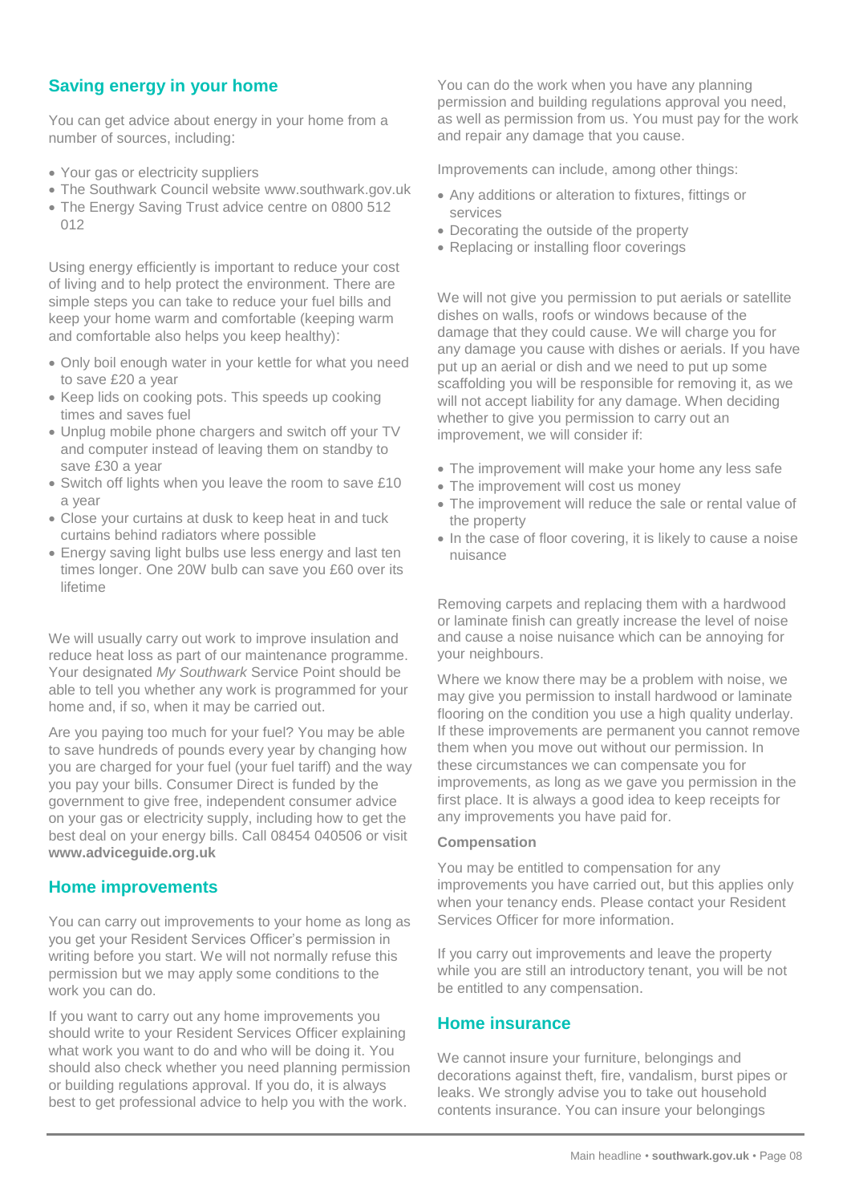## Saving energy in your home

You can get advice about energy in your home from a number of sources, including:

- Your gas or electricity suppliers
- The Southwark Council website www.southwark.gov.uk
- The Energy Saving Trust advice centre on 0800 512 012

Using energy efficiently is important to reduce your cost of living and to help protect the environment. There are simple steps you can take to reduce your fuel bills and keep your home warm and comfortable (keeping warm and comfortable also helps you keep healthy):

- Only boil enough water in your kettle for what you need to save £20 a year
- Keep lids on cooking pots. This speeds up cooking times and saves fuel
- Unplug mobile phone chargers and switch off your TV and computer instead of leaving them on standby to save £30 a year
- Switch off lights when you leave the room to save £10 a year
- Close your curtains at dusk to keep heat in and tuck curtains behind radiators where possible
- Energy saving light bulbs use less energy and last ten times longer. One 20W bulb can save you £60 over its lifetime

We will usually carry out work to improve insulation and reduce heat loss as part of our maintenance programme. Your designated *My Southwark* Service Point should be able to tell you whether any work is programmed for your home and, if so, when it may be carried out.

Are you paying too much for your fuel? You may be able to save hundreds of pounds every year by changing how you are charged for your fuel (your fuel tariff) and the way you pay your bills. Consumer Direct is funded by the government to give free, independent consumer advice on your gas or electricity supply, including how to get the best deal on your energy bills. Call 08454 040506 or visit **www.adviceguide.org.uk**

## Home improvements

You can carry out improvements to your home as long as you get your Resident Services Officer's permission in writing before you start. We will not normally refuse this permission but we may apply some conditions to the work you can do.

If you want to carry out any home improvements you should write to your Resident Services Officer explaining what work you want to do and who will be doing it. You should also check whether you need planning permission or building regulations approval. If you do, it is always best to get professional advice to help you with the work.

You can do the work when you have any planning permission and building regulations approval you need, as well as permission from us. You must pay for the work and repair any damage that you cause.

Improvements can include, among other things:

- Any additions or alteration to fixtures, fittings or services
- Decorating the outside of the property
- Replacing or installing floor coverings

We will not give you permission to put aerials or satellite dishes on walls, roofs or windows because of the damage that they could cause. We will charge you for any damage you cause with dishes or aerials. If you have put up an aerial or dish and we need to put up some scaffolding you will be responsible for removing it, as we will not accept liability for any damage. When deciding whether to give you permission to carry out an improvement, we will consider if:

- The improvement will make your home any less safe
- The improvement will cost us money
- The improvement will reduce the sale or rental value of the property
- In the case of floor covering, it is likely to cause a noise nuisance

Removing carpets and replacing them with a hardwood or laminate finish can greatly increase the level of noise and cause a noise nuisance which can be annoying for your neighbours.

Where we know there may be a problem with noise, we may give you permission to install hardwood or laminate flooring on the condition you use a high quality underlay. If these improvements are permanent you cannot remove them when you move out without our permission. In these circumstances we can compensate you for improvements, as long as we gave you permission in the first place. It is always a good idea to keep receipts for any improvements you have paid for.

**Compensation**

You may be entitled to compensation for any improvements you have carried out, but this applies only when your tenancy ends. Please contact your Resident Services Officer for more information.

If you carry out improvements and leave the property while you are still an introductory tenant, you will be not be entitled to any compensation.

## Home insurance

We cannot insure your furniture, belongings and decorations against theft, fire, vandalism, burst pipes or leaks. We strongly advise you to take out household contents insurance. You can insure your belongings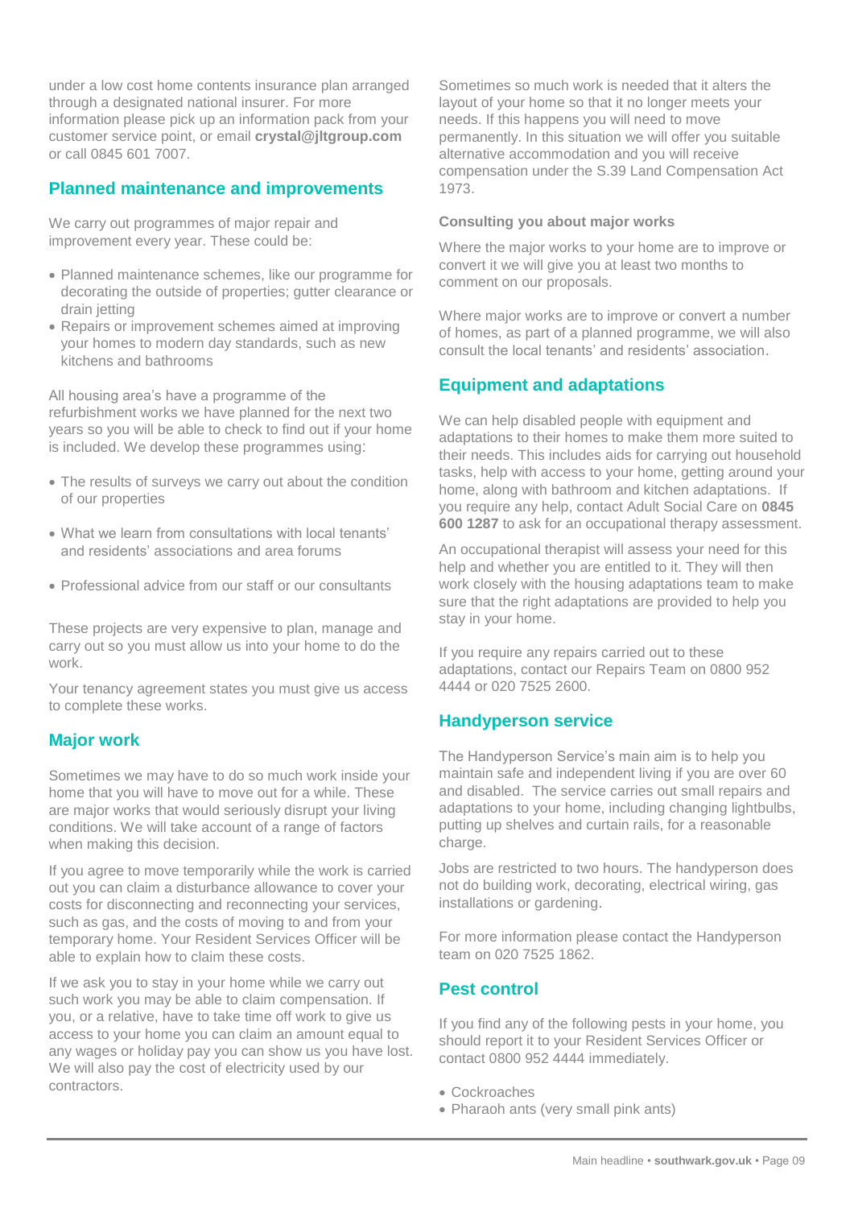under a low cost home contents insurance plan arranged through a designated national insurer. For more information please pick up an information pack from your customer service point, or email **crystal@jltgroup.com** or call 0845 601 7007.

## Planned maintenance and improvements

We carry out programmes of major repair and improvement every year. These could be:

- Planned maintenance schemes, like our programme for decorating the outside of properties; gutter clearance or drain jetting
- Repairs or improvement schemes aimed at improving your homes to modern day standards, such as new kitchens and bathrooms

All housing area's have a programme of the refurbishment works we have planned for the next two years so you will be able to check to find out if your home is included. We develop these programmes using:

- The results of surveys we carry out about the condition of our properties
- What we learn from consultations with local tenants' and residents' associations and area forums
- Professional advice from our staff or our consultants

These projects are very expensive to plan, manage and carry out so you must allow us into your home to do the work.

Your tenancy agreement states you must give us access to complete these works.

## Major work

Sometimes we may have to do so much work inside your home that you will have to move out for a while. These are major works that would seriously disrupt your living conditions. We will take account of a range of factors when making this decision.

If you agree to move temporarily while the work is carried out you can claim a disturbance allowance to cover your costs for disconnecting and reconnecting your services, such as gas, and the costs of moving to and from your temporary home. Your Resident Services Officer will be able to explain how to claim these costs.

If we ask you to stay in your home while we carry out such work you may be able to claim compensation. If you, or a relative, have to take time off work to give us access to your home you can claim an amount equal to any wages or holiday pay you can show us you have lost. We will also pay the cost of electricity used by our contractors.

Sometimes so much work is needed that it alters the layout of your home so that it no longer meets your needs. If this happens you will need to move permanently. In this situation we will offer you suitable alternative accommodation and you will receive compensation under the S.39 Land Compensation Act 1973.

### Consulting you about major works

Where the major works to your home are to improve or convert it we will give you at least two months to comment on our proposals.

Where major works are to improve or convert a number of homes, as part of a planned programme, we will also consult the local tenants' and residents' association.

## Equipment and adaptations

We can help disabled people with equipment and adaptations to their homes to make them more suited to their needs. This includes aids for carrying out household tasks, help with access to your home, getting around your home, along with bathroom and kitchen adaptations. If you require any help, contact Adult Social Care on **0845 600 1287** to ask for an occupational therapy assessment.

An occupational therapist will assess your need for this help and whether you are entitled to it. They will then work closely with the housing adaptations team to make sure that the right adaptations are provided to help you stay in your home.

If you require any repairs carried out to these adaptations, contact our Repairs Team on 0800 952 4444 or 020 7525 2600.

## Handyperson service

The Handyperson Service's main aim is to help you maintain safe and independent living if you are over 60 and disabled. The service carries out small repairs and adaptations to your home, including changing lightbulbs, putting up shelves and curtain rails, for a reasonable charge.

Jobs are restricted to two hours. The handyperson does not do building work, decorating, electrical wiring, gas installations or gardening.

For more information please contact the Handyperson team on 020 7525 1862.

## Pest control

If you find any of the following pests in your home, you should report it to your Resident Services Officer or contact 0800 952 4444 immediately.

- Cockroaches
- Pharaoh ants (very small pink ants)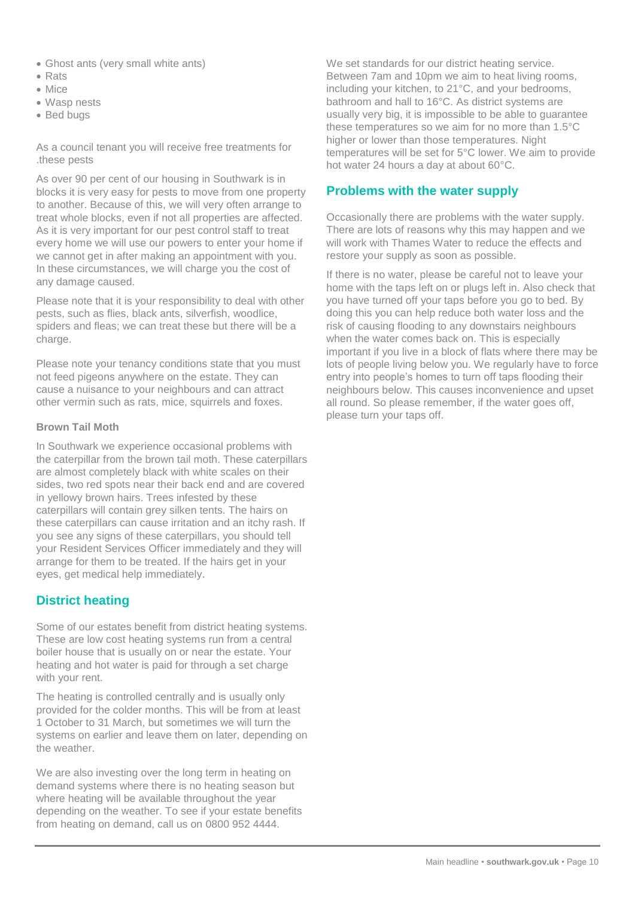- Ghost ants (very small white ants)
- Rats
- Mice
- Wasp nests
- Bed bugs

As a council tenant you will receive free treatments for .these pests

As over 90 per cent of our housing in Southwark is in blocks it is very easy for pests to move from one property to another. Because of this, we will very often arrange to treat whole blocks, even if not all properties are affected. As it is very important for our pest control staff to treat every home we will use our powers to enter your home if we cannot get in after making an appointment with you. In these circumstances, we will charge you the cost of any damage caused.

Please note that it is your responsibility to deal with other pests, such as flies, black ants, silverfish, woodlice, spiders and fleas; we can treat these but there will be a charge.

Please note your tenancy conditions state that you must not feed pigeons anywhere on the estate. They can cause a nuisance to your neighbours and can attract other vermin such as rats, mice, squirrels and foxes.

### Brown Tail Moth

In Southwark we experience occasional problems with the caterpillar from the brown tail moth. These caterpillars are almost completely black with white scales on their sides, two red spots near their back end and are covered in yellowy brown hairs. Trees infested by these caterpillars will contain grey silken tents. The hairs on these caterpillars can cause irritation and an itchy rash. If you see any signs of these caterpillars, you should tell your Resident Services Officer immediately and they will arrange for them to be treated. If the hairs get in your eyes, get medical help immediately.

## District heating

Some of our estates benefit from district heating systems. These are low cost heating systems run from a central boiler house that is usually on or near the estate. Your heating and hot water is paid for through a set charge with your rent.

The heating is controlled centrally and is usually only provided for the colder months. This will be from at least 1 October to 31 March, but sometimes we will turn the systems on earlier and leave them on later, depending on the weather.

We are also investing over the long term in heating on demand systems where there is no heating season but where heating will be available throughout the year depending on the weather. To see if your estate benefits from heating on demand, call us on 0800 952 4444.

We set standards for our district heating service. Between 7am and 10pm we aim to heat living rooms, including your kitchen, to 21°C, and your bedrooms, bathroom and hall to 16°C. As district systems are usually very big, it is impossible to be able to guarantee these temperatures so we aim for no more than 1.5°C higher or lower than those temperatures. Night temperatures will be set for 5°C lower. We aim to provide hot water 24 hours a day at about 60°C.

## Problems with the water supply

Occasionally there are problems with the water supply. There are lots of reasons why this may happen and we will work with Thames Water to reduce the effects and restore your supply as soon as possible.

If there is no water, please be careful not to leave your home with the taps left on or plugs left in. Also check that you have turned off your taps before you go to bed. By doing this you can help reduce both water loss and the risk of causing flooding to any downstairs neighbours when the water comes back on. This is especially important if you live in a block of flats where there may be lots of people living below you. We regularly have to force entry into people's homes to turn off taps flooding their neighbours below. This causes inconvenience and upset all round. So please remember, if the water goes off, please turn your taps off.